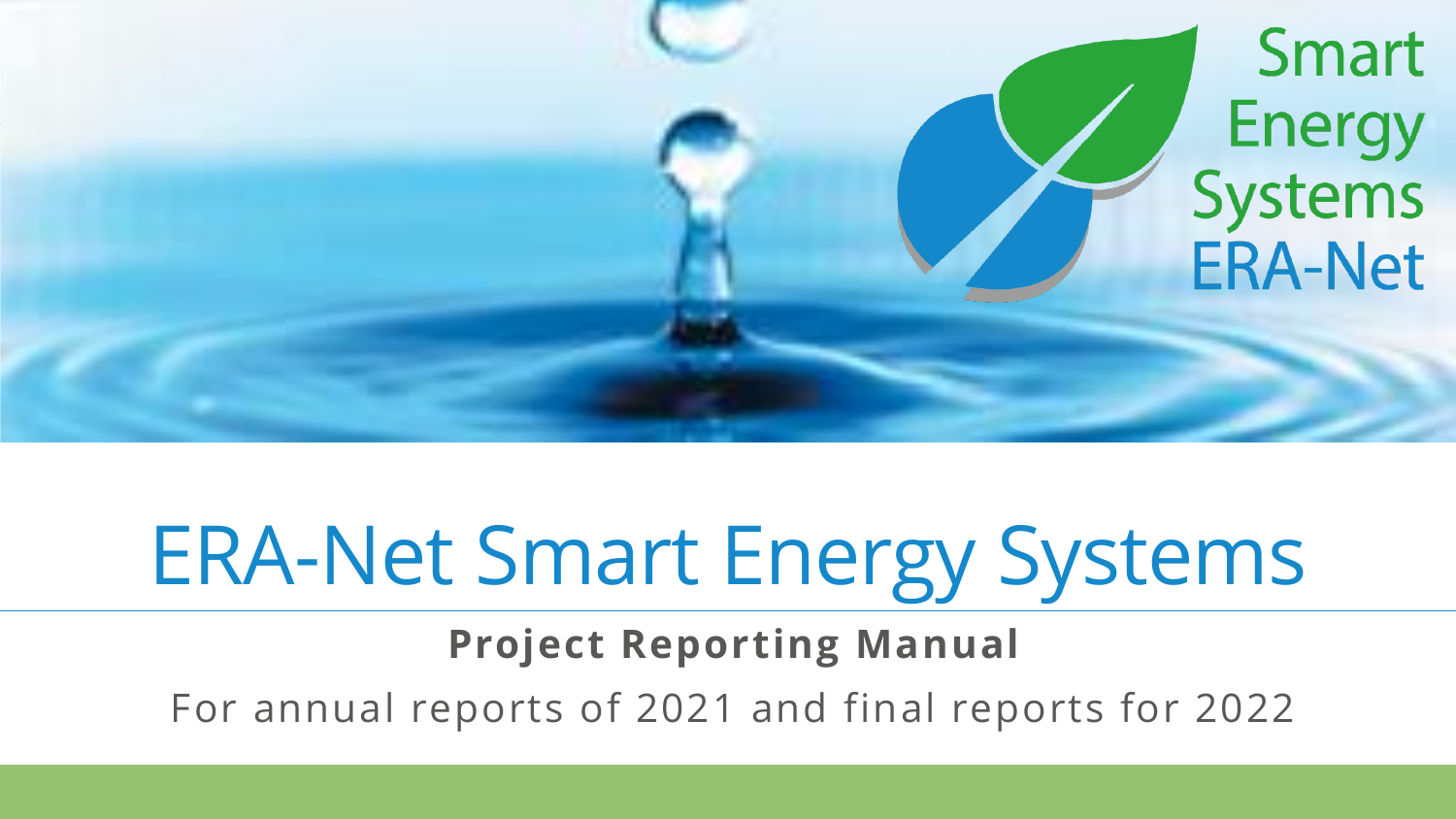# ERA-Net Smart Energy Systems

**Project Reporting Manual**

For annual reports of 2021 and final reports for 2022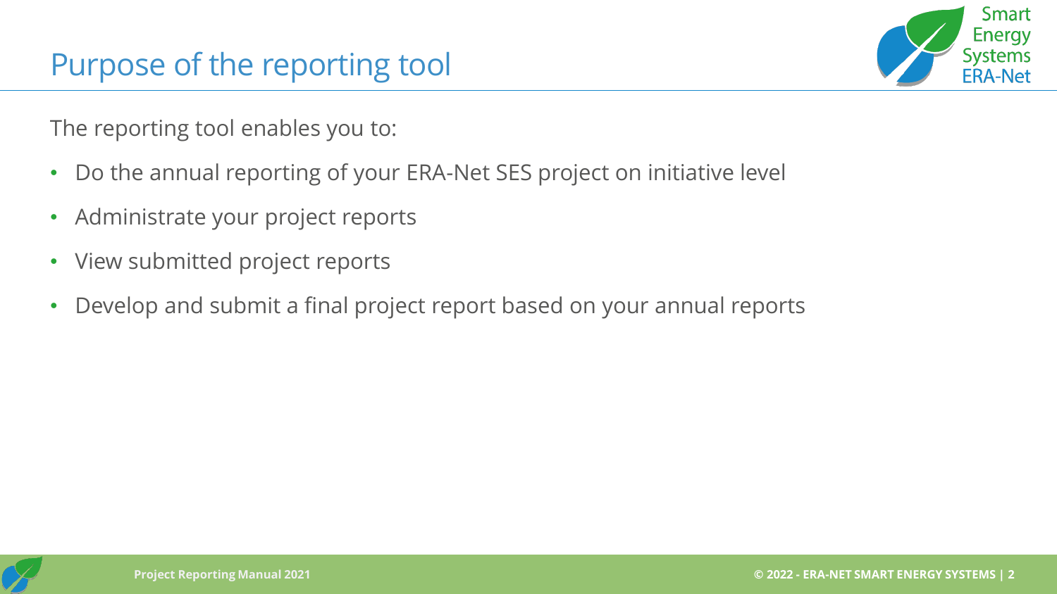# Purpose of the reporting tool

The reporting tool enables you to:

- Do the annual reporting of your ERA-Net SES project on initiative level
- Administrate your project reports
- View submitted project reports
- Develop and submit a final project report based on your annual reports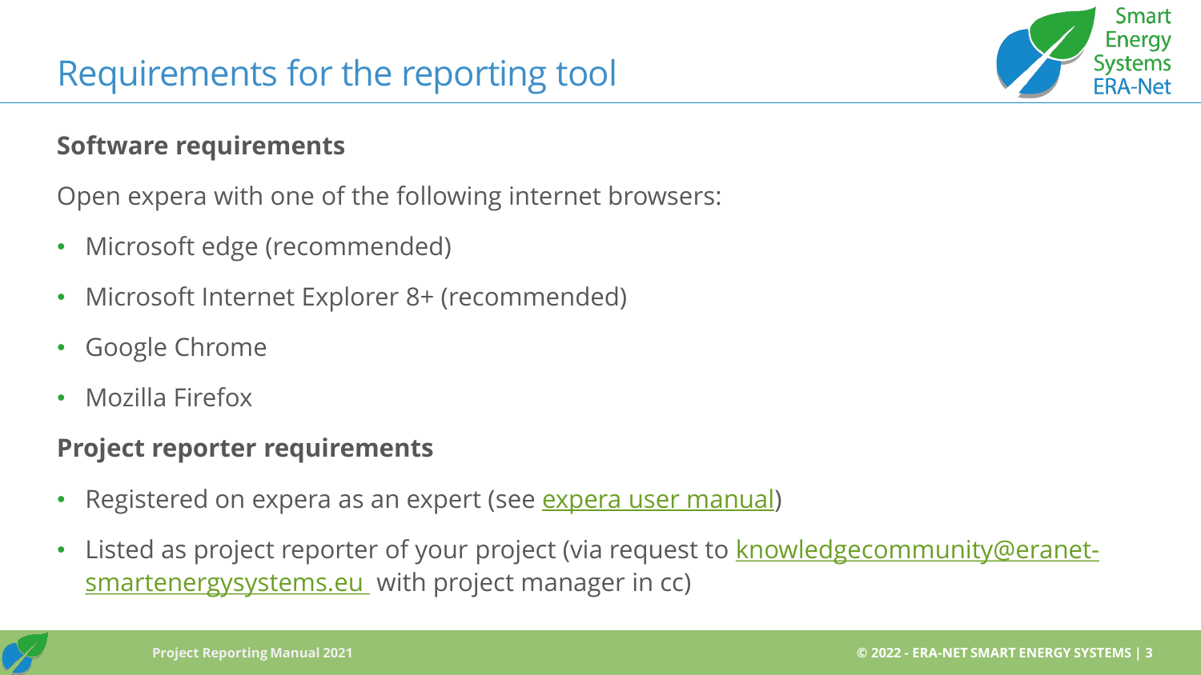# Requirements for the reporting tool

**Software requirements**

Open expera with one of the following internet browsers:

- Microsoft edge (recommended)
- Microsoft Internet Explorer 8+ (recommended)
- Google Chrome
- Mozilla Firefox

**Project reporter requirements**

- Registered on expera as an expert (see expera user manual)
- Listed as project reporter of your project (via request to knowledgecommunity@eranet-smartenergysystems.eu with project manager in cc)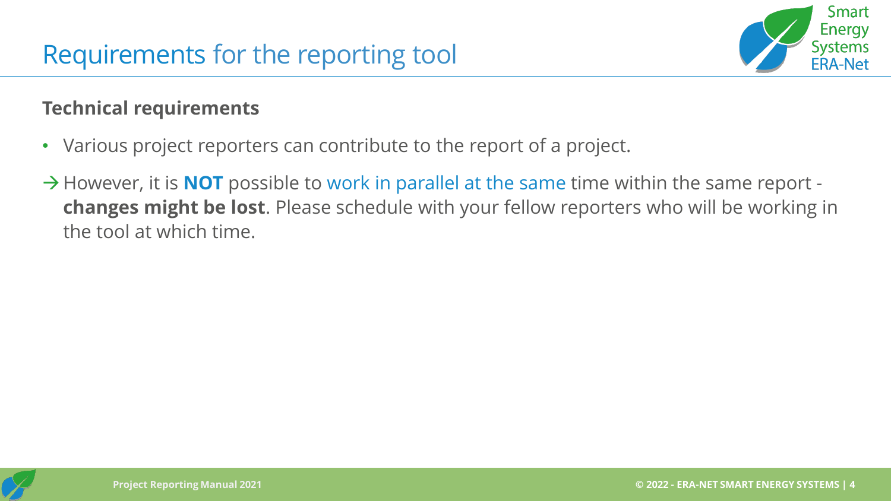# Requirements for the reporting tool

**Technical requirements**

- Various project reporters can contribute to the report of a project.

→ However, it is **NOT** possible to work in parallel at the same time within the same report - **changes might be lost**. Please schedule with your fellow reporters who will be working in the tool at which time.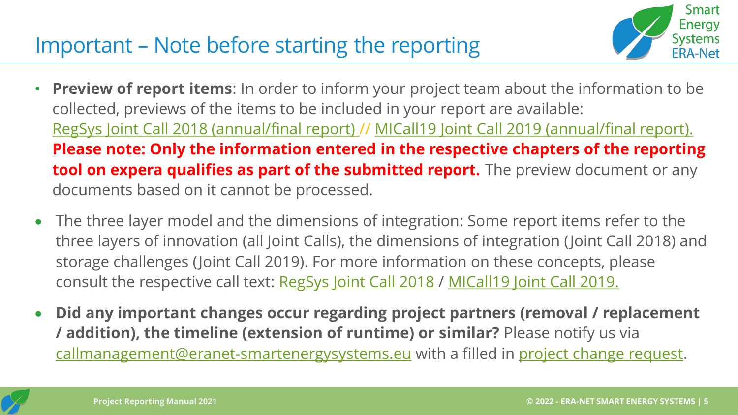# Important – Note before starting the reporting

- **Preview of report items**: In order to inform your project team about the information to be collected, previews of the items to be included in your report are available: RegSys Joint Call 2018 (annual/final report) // MICall19 Joint Call 2019 (annual/final report). **Please note: Only the information entered in the respective chapters of the reporting tool on expera qualifies as part of the submitted report.** The preview document or any documents based on it cannot be processed.

- The three layer model and the dimensions of integration: Some report items refer to the three layers of innovation (all Joint Calls), the dimensions of integration (Joint Call 2018) and storage challenges (Joint Call 2019). For more information on these concepts, please consult the respective call text: RegSys Joint Call 2018 / MICall19 Joint Call 2019.

- **Did any important changes occur regarding project partners (removal / replacement / addition), the timeline (extension of runtime) or similar?** Please notify us via callmanagement@eranet-smartenergysystems.eu with a filled in project change request.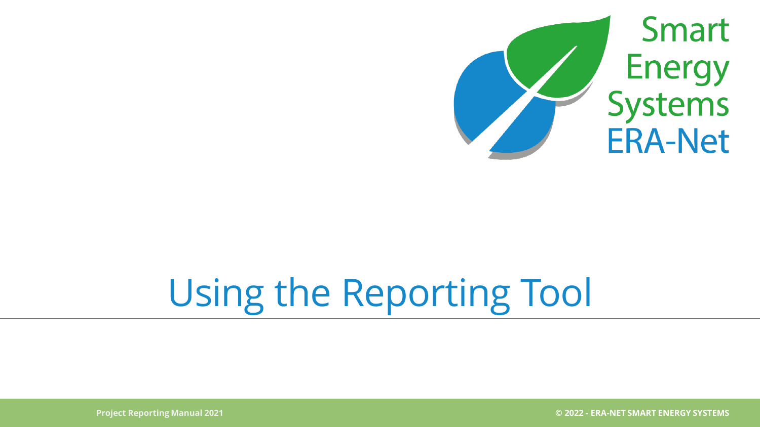# Using the Reporting Tool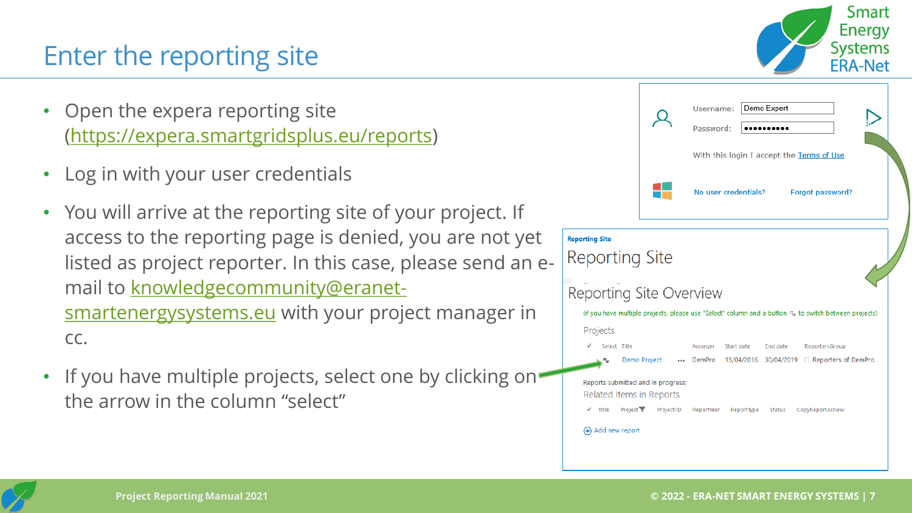# Enter the reporting site

- Open the expera reporting site (https://expera.smartgridsplus.eu/reports)
- Log in with your user credentials
- You will arrive at the reporting site of your project. If access to the reporting page is denied, you are not yet listed as project reporter. In this case, please send an e-mail to knowledgecommunity@eranet-smartenergysystems.eu with your project manager in cc.
- If you have multiple projects, select one by clicking on the arrow in the column "select"

Username: Demo Expert

Password: ••••••••••

With this login I accept the Terms of Use

No user credentials? Forgot password?

Reporting Site

## Reporting Site

### Reporting Site Overview

(if you have multiple projects, please use "Select" column and a button to switch between projects)

Projects

| ✓ | Select | Title | | Acronym | Start date | End date | ReportersGroup |
|---|---|---|---|---|---|---|---|
| | | Demo Project | ••• | DemPro | 15/04/2016 | 30/04/2019 | Reporters of DemPro |

Reports submitted and in progress:

Related Items in Reports

| ✓ | Title | Project | ProjectID | ReportYear | ReportType | Status | CopyReportAsNew |
|---|---|---|---|---|---|---|---|

Add new report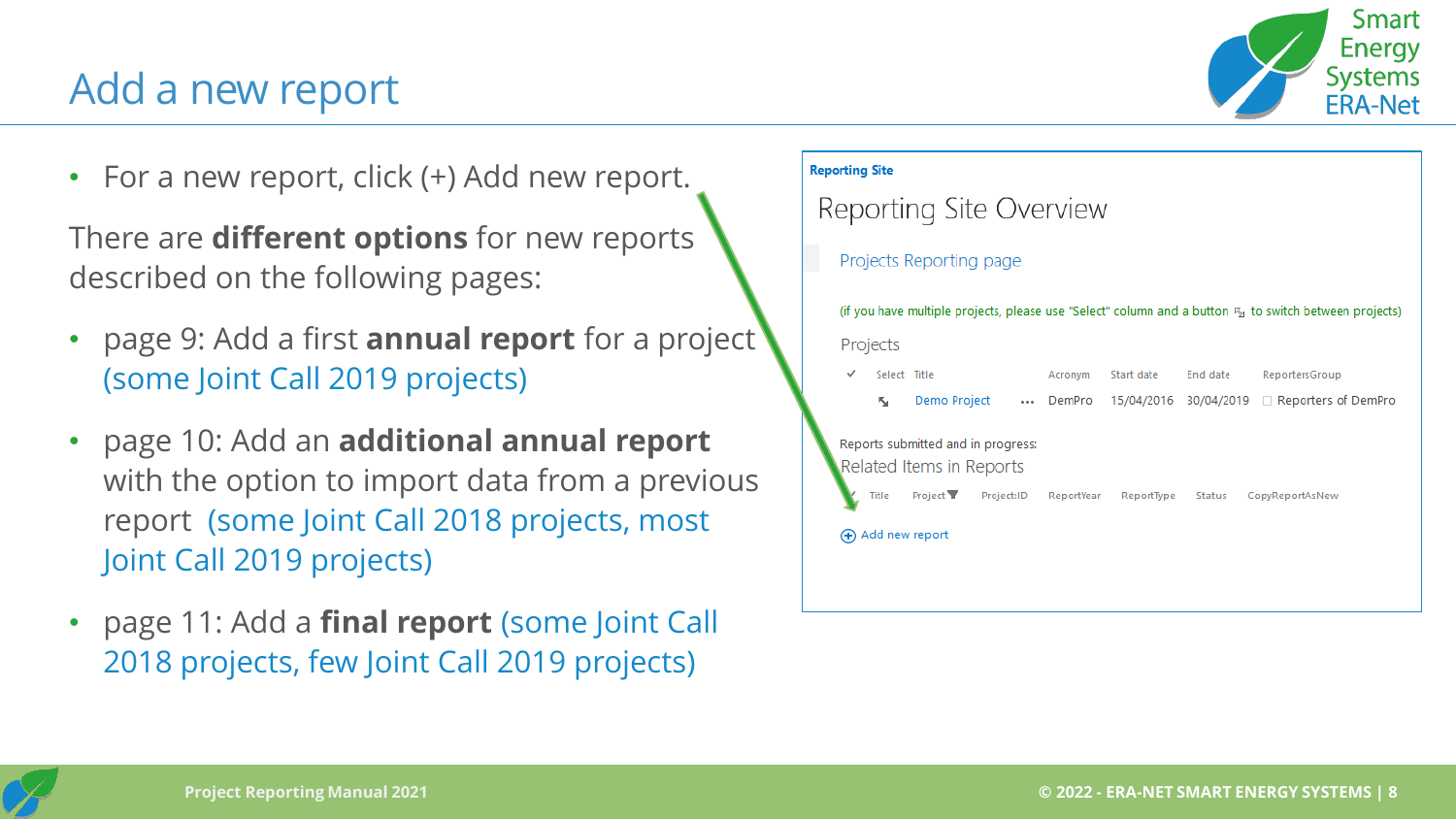# Add a new report

- For a new report, click (+) Add new report.

There are **different options** for new reports described on the following pages:

- page 9: Add a first **annual report** for a project (some Joint Call 2019 projects)
- page 10: Add an **additional annual report** with the option to import data from a previous report (some Joint Call 2018 projects, most Joint Call 2019 projects)
- page 11: Add a **final report** (some Joint Call 2018 projects, few Joint Call 2019 projects)

**Reporting Site**

Reporting Site Overview

Projects Reporting page

(if you have multiple projects, please use "Select" column and a button to switch between projects)

Projects

| ✓ | Select | Title | | Acronym | Start date | End date | ReportersGroup |
|---|---|---|---|---|---|---|---|
| | | Demo Project | ... | DemPro | 15/04/2016 | 30/04/2019 | Reporters of DemPro |

Reports submitted and in progress:

Related Items in Reports

| ✓ | Title | Project | Project:ID | ReportYear | ReportType | Status | CopyReportAsNew |
|---|---|---|---|---|---|---|---|

(+) Add new report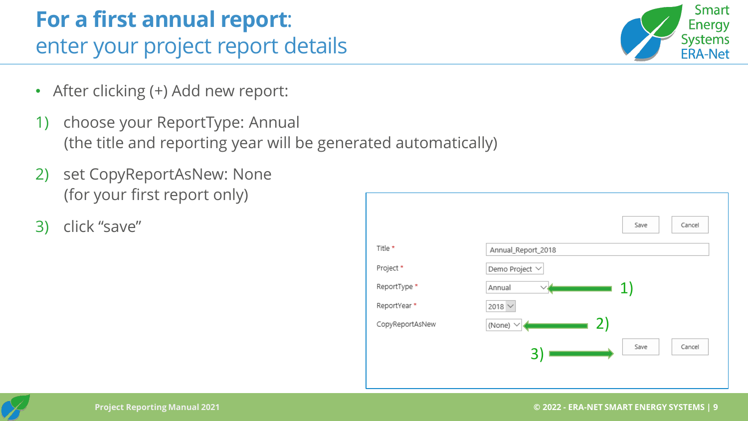# For a first annual report: enter your project report details

- After clicking (+) Add new report:

1) choose your ReportType: Annual
   (the title and reporting year will be generated automatically)
2) set CopyReportAsNew: None
   (for your first report only)
3) click "save"

| Field | Value |
| --- | --- |
| Title * | Annual_Report_2018 |
| Project * | Demo Project |
| ReportType * | Annual ← 1) |
| ReportYear * | 2018 |
| CopyReportAsNew | (None) ← 2) |

3) → Save | Cancel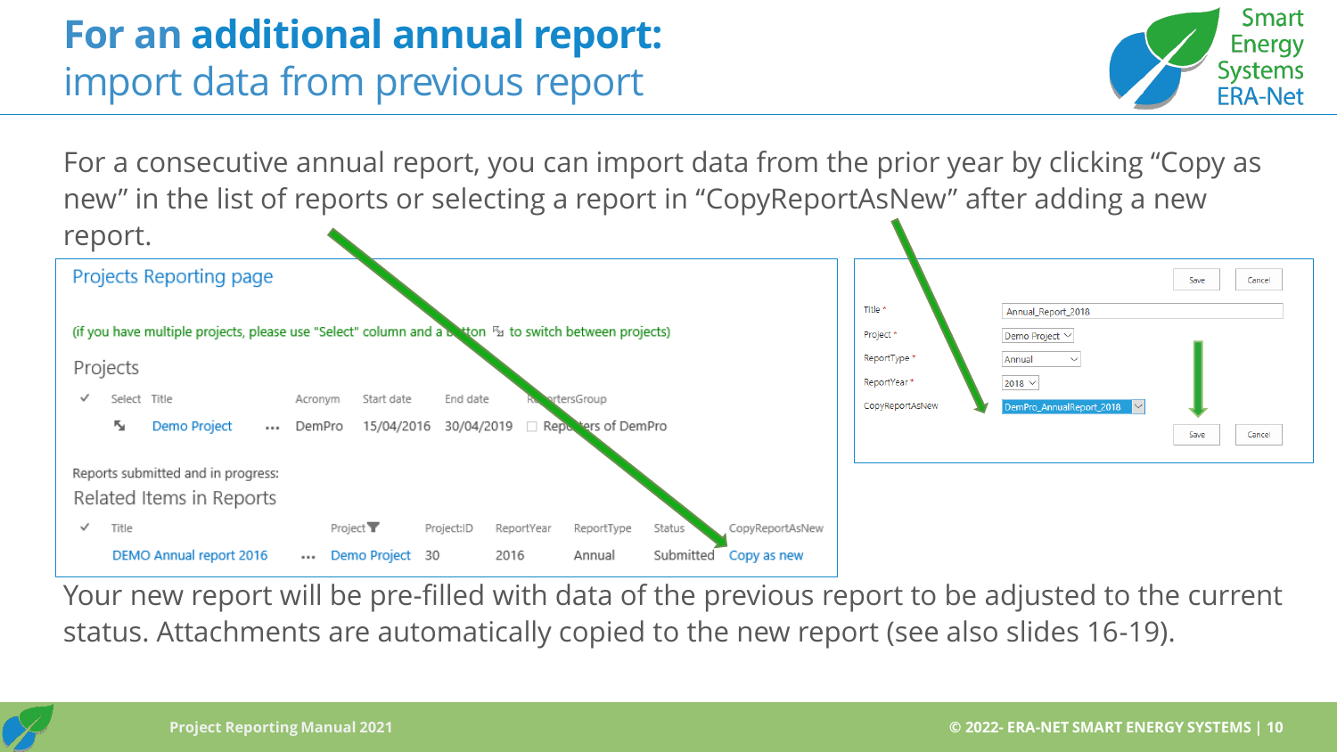# For an additional annual report:
## import data from previous report

For a consecutive annual report, you can import data from the prior year by clicking “Copy as new” in the list of reports or selecting a report in “CopyReportAsNew” after adding a new report.

**Projects Reporting page**

(if you have multiple projects, please use "Select" column and a button to switch between projects)

Projects

| ✓ | Select | Title | | Acronym | Start date | End date | ReportersGroup |
|---|---|---|---|---|---|---|---|
| | | Demo Project | ... | DemPro | 15/04/2016 | 30/04/2019 | Reporters of DemPro |

Reports submitted and in progress:

Related Items in Reports

| ✓ | Title | | Project | Project:ID | ReportYear | ReportType | Status | CopyReportAsNew |
|---|---|---|---|---|---|---|---|---|
| | DEMO Annual report 2016 | ... | Demo Project | 30 | 2016 | Annual | Submitted | Copy as new |

| Field | Value |
|---|---|
| Title * | Annual_Report_2018 |
| Project * | Demo Project |
| ReportType * | Annual |
| ReportYear * | 2018 |
| CopyReportAsNew | DemPro_AnnualReport_2018 |

Save | Cancel

Your new report will be pre-filled with data of the previous report to be adjusted to the current status. Attachments are automatically copied to the new report (see also slides 16-19).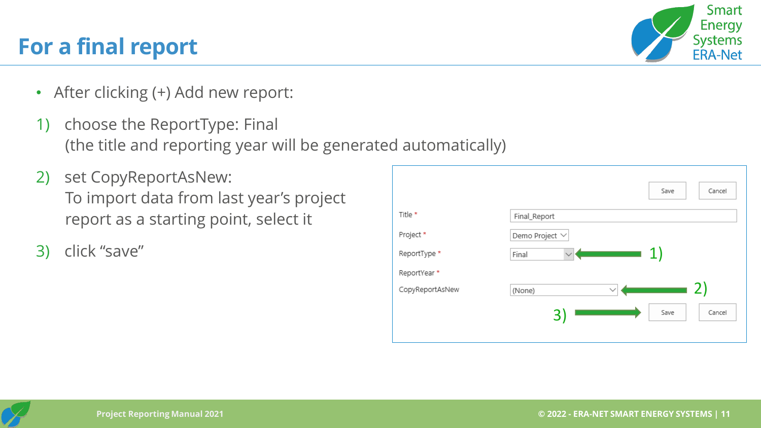# For a final report

- After clicking (+) Add new report:

1) choose the ReportType: Final
   (the title and reporting year will be generated automatically)

2) set CopyReportAsNew:
   To import data from last year's project report as a starting point, select it

3) click "save"

| | |
|---|---|
| | Save Cancel |
| Title * | Final_Report |
| Project * | Demo Project |
| ReportType * | Final ← 1) |
| ReportYear * | |
| CopyReportAsNew | (None) ← 2) |
| | 3) → Save Cancel |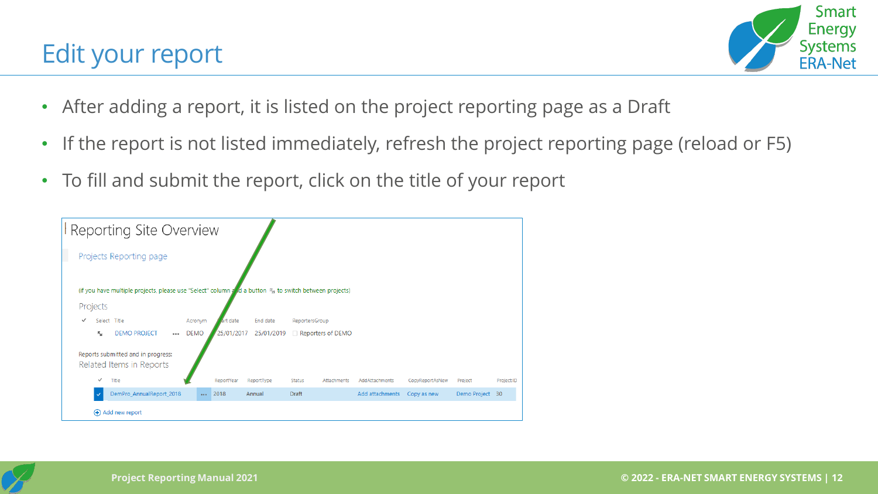# Edit your report

- After adding a report, it is listed on the project reporting page as a Draft
- If the report is not listed immediately, refresh the project reporting page (reload or F5)
- To fill and submit the report, click on the title of your report

## Reporting Site Overview

Projects Reporting page

(if you have multiple projects, please use "Select" column and a button to switch between projects)

Projects

| Select | Title | | Acronym | Start date | End date | ReportersGroup |
|---|---|---|---|---|---|---|
| | DEMO PROJECT | ••• | DEMO | 25/01/2017 | 25/01/2019 | Reporters of DEMO |

Reports submitted and in progress:

Related Items in Reports

| Title | | ReportYear | ReportType | Status | Attachments | AddAttachments | CopyReportAsNew | Project | ProjectID |
|---|---|---|---|---|---|---|---|---|---|
| DemPro_AnnualReport_2018 | ••• | 2018 | Annual | Draft | | Add attachments | Copy as new | Demo Project | 30 |

Add new report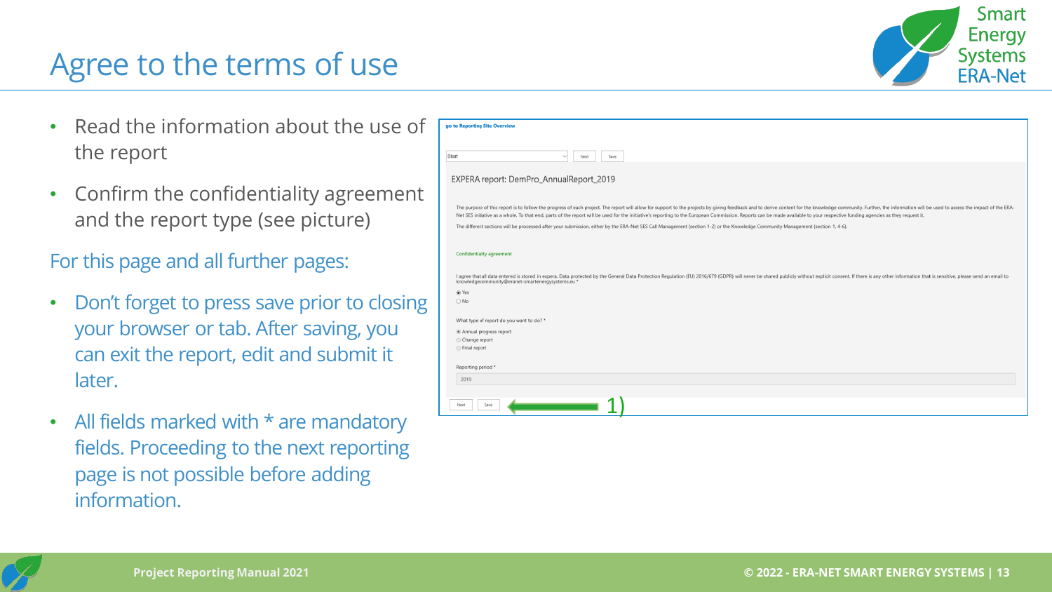# Agree to the terms of use

- Read the information about the use of the report
- Confirm the confidentiality agreement and the report type (see picture)

For this page and all further pages:

- Don't forget to press save prior to closing your browser or tab. After saving, you can exit the report, edit and submit it later.
- All fields marked with * are mandatory fields. Proceeding to the next reporting page is not possible before adding information.

go to Reporting Site Overview

Start | Next | Save

EXPERA report: DemPro_AnnualReport_2019

The purpose of this report is to follow the progress of each project. The report will allow for support to the projects by giving feedback and to derive content for the knowledge community. Further, the information will be used to assess the impact of the ERA-Net SES initiative as a whole. To that end, parts of the report will be used for the initiative's reporting to the European Commission. Reports can be made available to your respective funding agencies as they request it.

The different sections will be processed after your submission, either by the ERA-Net SES Call Management (section 1-2) or the Knowledge Community Management (section 1, 4-6).

Confidentiality agreement

I agree that all data entered is stored in expera. Data protected by the General Data Protection Regulation (EU) 2016/679 (GDPR) will never be shared publicly without explicit consent. If there is any other information that is sensitive, please send an email to knowledgecommunity@eranet-smartenergysystems.eu *

- (●) Yes
- ( ) No

What type of report do you want to do? *

- (●) Annual progress report
- ( ) Change report
- ( ) Final report

Reporting period *

2019

Next | Save ← 1)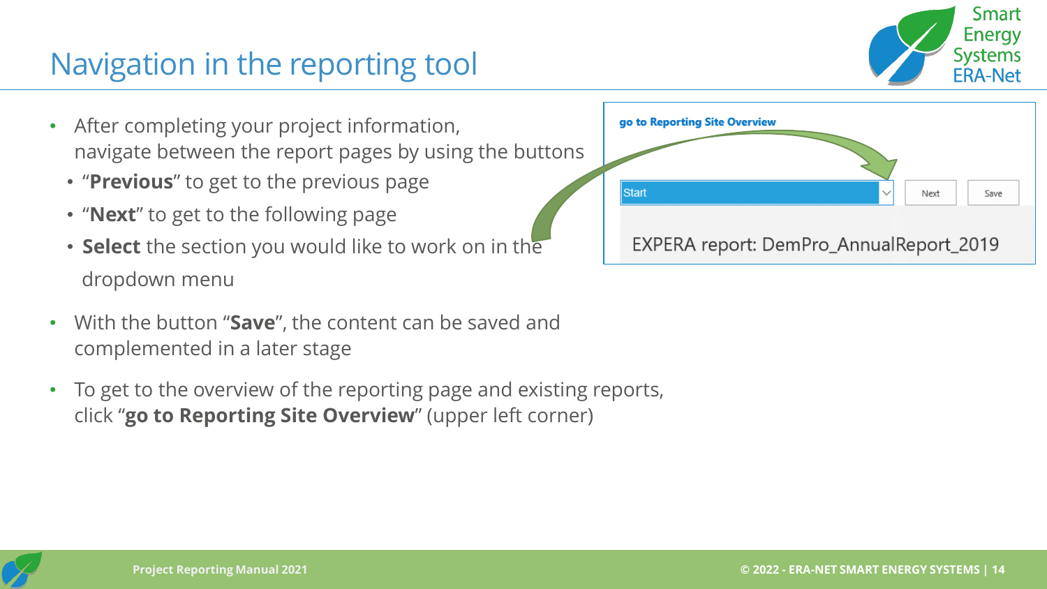# Navigation in the reporting tool

- After completing your project information, navigate between the report pages by using the buttons
  - "**Previous**" to get to the previous page
  - "**Next**" to get to the following page
  - **Select** the section you would like to work on in the dropdown menu
- With the button "**Save**", the content can be saved and complemented in a later stage
- To get to the overview of the reporting page and existing reports, click "**go to Reporting Site Overview**" (upper left corner)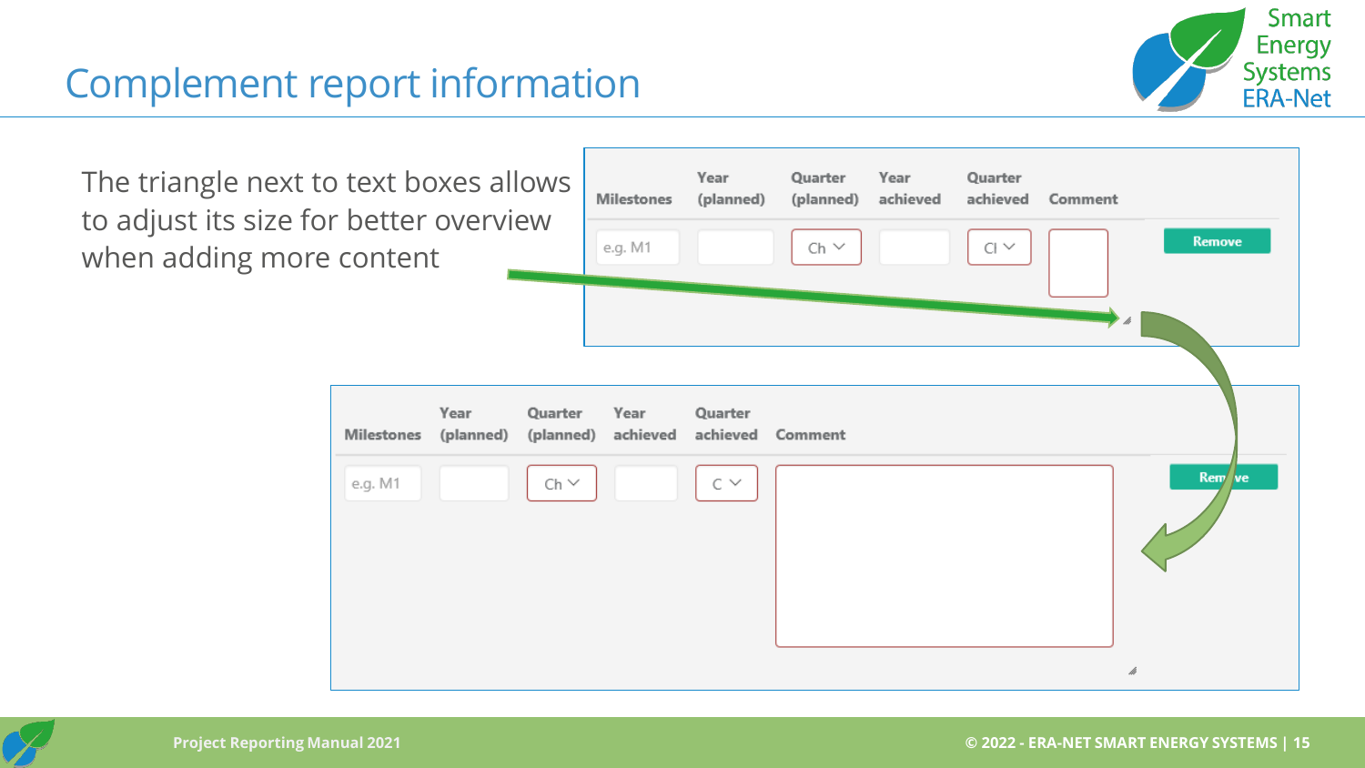# Complement report information

The triangle next to text boxes allows to adjust its size for better overview when adding more content

| Milestones | Year (planned) | Quarter (planned) | Year achieved | Quarter achieved | Comment | |
|---|---|---|---|---|---|---|
| e.g. M1 | | Ch | | Cl | | Remove |

| Milestones | Year (planned) | Quarter (planned) | Year achieved | Quarter achieved | Comment | |
|---|---|---|---|---|---|---|
| e.g. M1 | | Ch | | C | | Remove |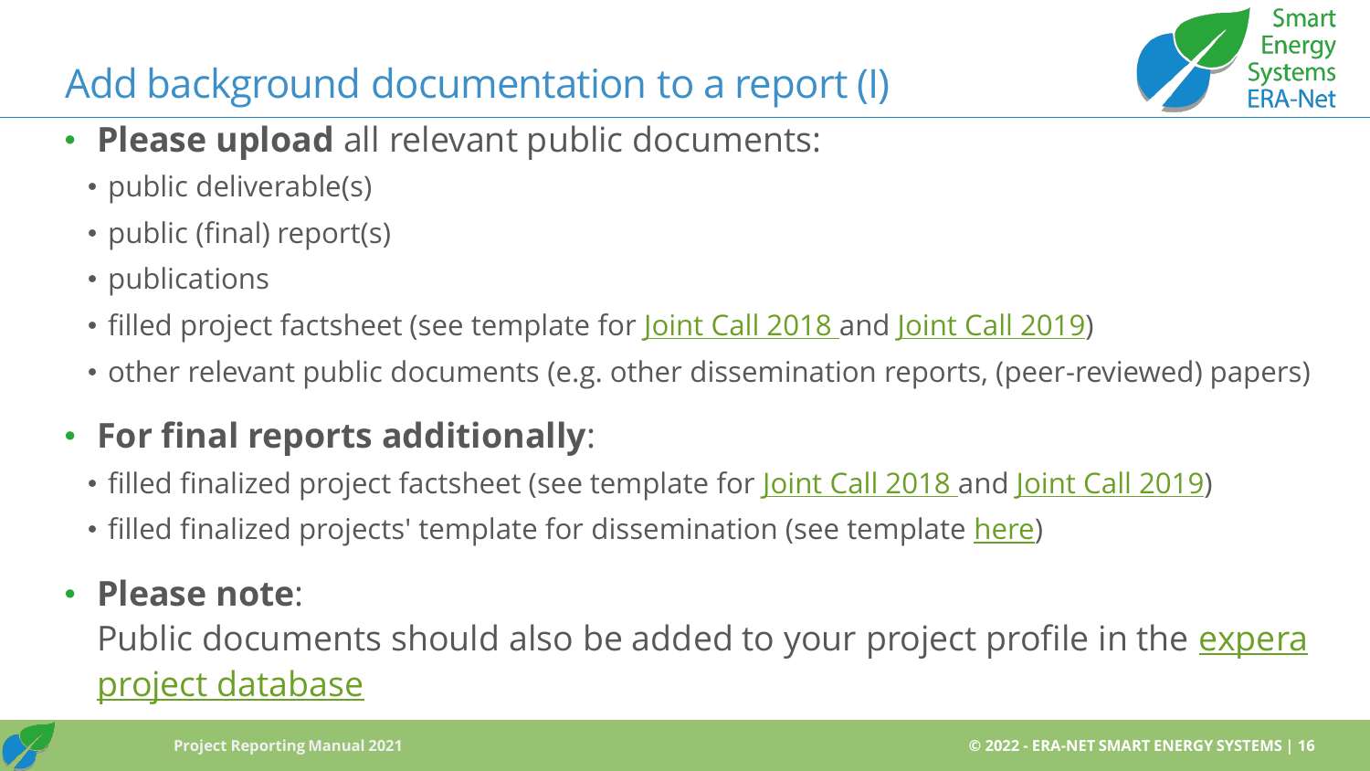# Add background documentation to a report (I)

- **Please upload** all relevant public documents:
  - public deliverable(s)
  - public (final) report(s)
  - publications
  - filled project factsheet (see template for Joint Call 2018 and Joint Call 2019)
  - other relevant public documents (e.g. other dissemination reports, (peer-reviewed) papers)
- **For final reports additionally**:
  - filled finalized project factsheet (see template for Joint Call 2018 and Joint Call 2019)
  - filled finalized projects' template for dissemination (see template here)
- **Please note**:
  Public documents should also be added to your project profile in the expera project database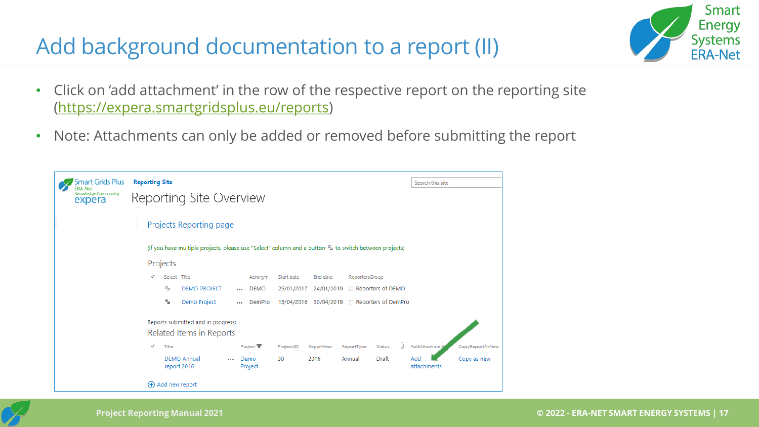# Add background documentation to a report (II)

- Click on 'add attachment' in the row of the respective report on the reporting site ([https://expera.smartgridsplus.eu/reports](https://expera.smartgridsplus.eu/reports))
- Note: Attachments can only be added or removed before submitting the report

Smart Grids Plus ERA-Net Knowledge Community expera

Reporting Site

Reporting Site Overview

Projects Reporting page

(if you have multiple projects, please use "Select" column and a button to switch between projects)

Projects

| Select | Title | Acronym | Start date | End date | ReportersGroup |
|---|---|---|---|---|---|
| | DEMO PROJECT | DEMO | 25/01/2017 | 24/01/2019 | Reporters of DEMO |
| | Demo Project | DemPro | 15/04/2016 | 30/04/2019 | Reporters of DemPro |

Reports submitted and in progress:

Related Items in Reports

| Title | Project | ProjectID | ReportYear | ReportType | Status | AddAttachment | CopyReportAsNew |
|---|---|---|---|---|---|---|---|
| DEMO Annual report 2016 | Demo Project | 30 | 2016 | Annual | Draft | Add attachments | Copy as new |

Add new report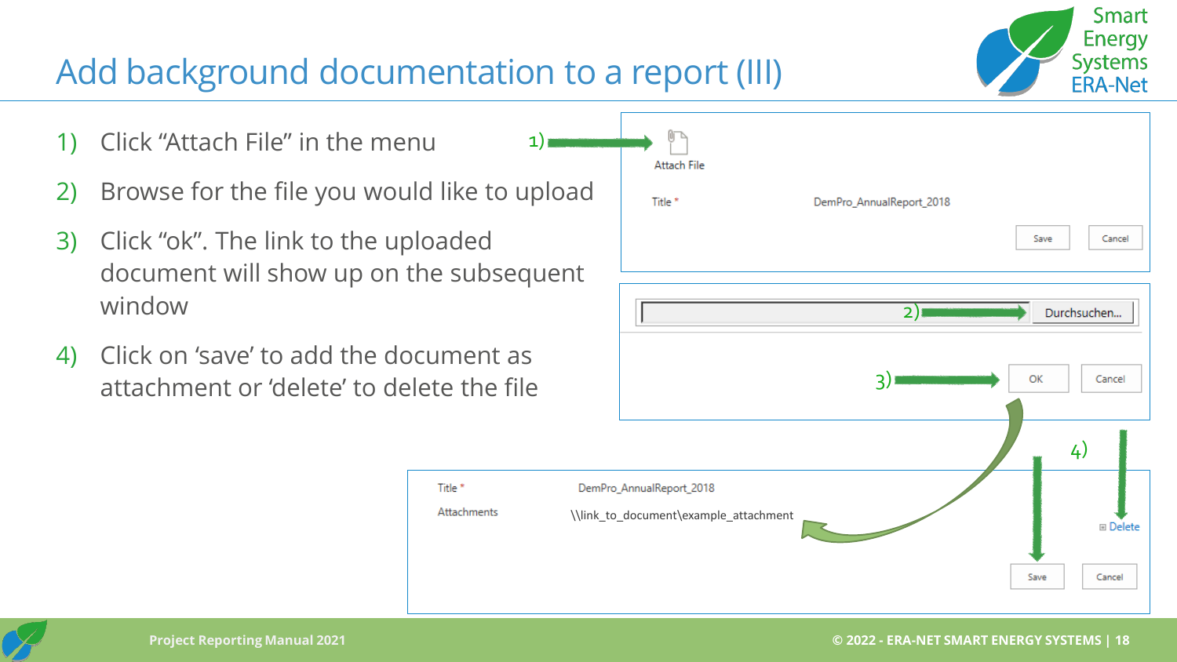# Add background documentation to a report (III)

1) Click “Attach File” in the menu
2) Browse for the file you would like to upload
3) Click “ok”. The link to the uploaded document will show up on the subsequent window
4) Click on ‘save’ to add the document as attachment or ‘delete’ to delete the file

1)

Attach File

Title *    DemPro_AnnualReport_2018

Save    Cancel

2)    Durchsuchen...

3)    OK    Cancel

4)

Title *    DemPro_AnnualReport_2018

Attachments    \\link_to_document\example_attachment    Delete

Save    Cancel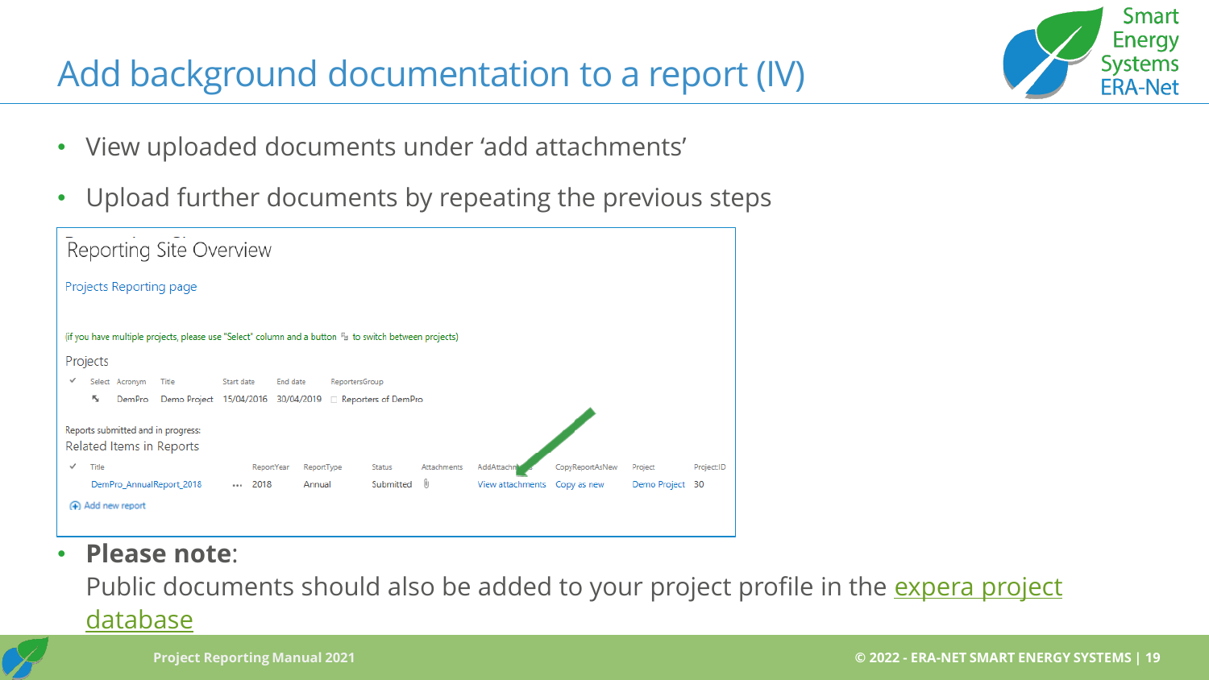# Add background documentation to a report (IV)

- View uploaded documents under 'add attachments'
- Upload further documents by repeating the previous steps

Reporting Site Overview

Projects Reporting page

(if you have multiple projects, please use "Select" column and a button to switch between projects)

Projects

| Select | Acronym | Title | Start date | End date | ReportersGroup |
|---|---|---|---|---|---|
| | DemPro | Demo Project | 15/04/2016 | 30/04/2019 | Reporters of DemPro |

Reports submitted and in progress:

Related Items in Reports

| Title | | ReportYear | ReportType | Status | Attachments | AddAttachments | CopyReportAsNew | Project | ProjectID |
|---|---|---|---|---|---|---|---|---|---|
| DemPro_AnnualReport_2018 | ... | 2018 | Annual | Submitted | | View attachments | Copy as new | Demo Project | 30 |

Add new report

- **Please note**:
  Public documents should also be added to your project profile in the expera project database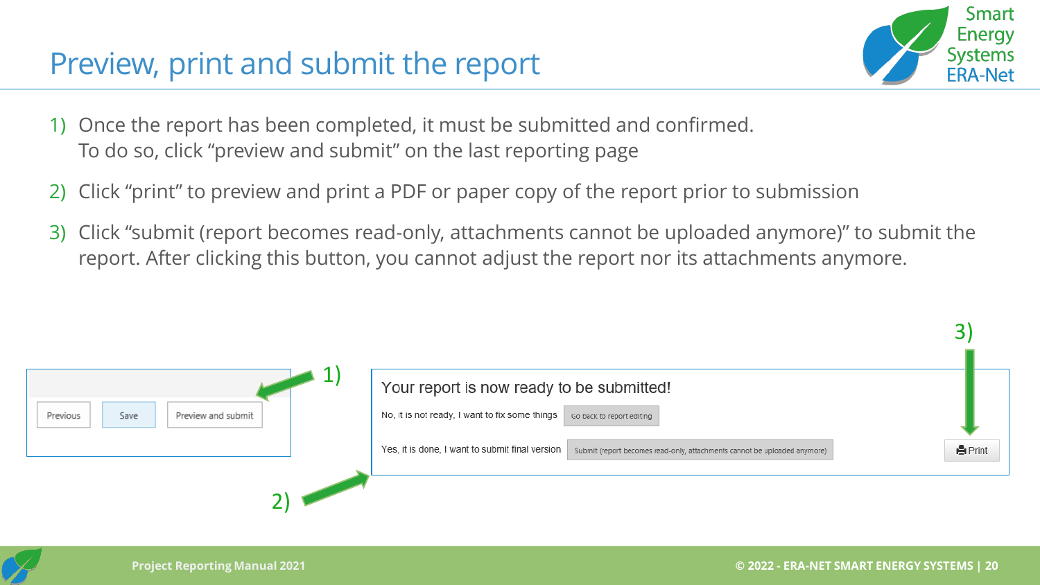# Preview, print and submit the report

1) Once the report has been completed, it must be submitted and confirmed.
   To do so, click “preview and submit” on the last reporting page
2) Click “print” to preview and print a PDF or paper copy of the report prior to submission
3) Click “submit (report becomes read-only, attachments cannot be uploaded anymore)” to submit the report. After clicking this button, you cannot adjust the report nor its attachments anymore.

1) Previous | Save | Preview and submit

2) Your report is now ready to be submitted!

No, it is not ready, I want to fix some things — Go back to report editing

Yes, it is done, I want to submit final version — Submit (report becomes read-only, attachments cannot be uploaded anymore)

3) Print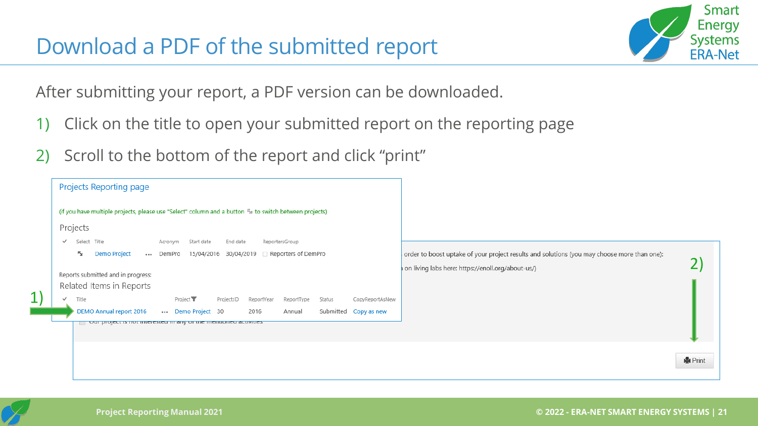# Download a PDF of the submitted report

After submitting your report, a PDF version can be downloaded.

1) Click on the title to open your submitted report on the reporting page
2) Scroll to the bottom of the report and click “print”

Projects Reporting page

(if you have multiple projects, please use "Select" column and a button to switch between projects)

Projects

| Select | Title | Acronym | Start date | End date | ReportersGroup |
|---|---|---|---|---|---|
| | Demo Project | DemPro | 15/04/2016 | 30/04/2019 | Reporters of DemPro |

Reports submitted and in progress:

Related Items in Reports

| Title | Project | ProjectID | ReportYear | ReportType | Status | CopyReportAsNew |
|---|---|---|---|---|---|---|
| DEMO Annual report 2016 | Demo Project | 30 | 2016 | Annual | Submitted | Copy as new |

order to boost uptake of your project results and solutions (you may choose more than one):

on living labs here: https://enoll.org/about-us/)

Our project is not interested in any of the mentioned activities

Print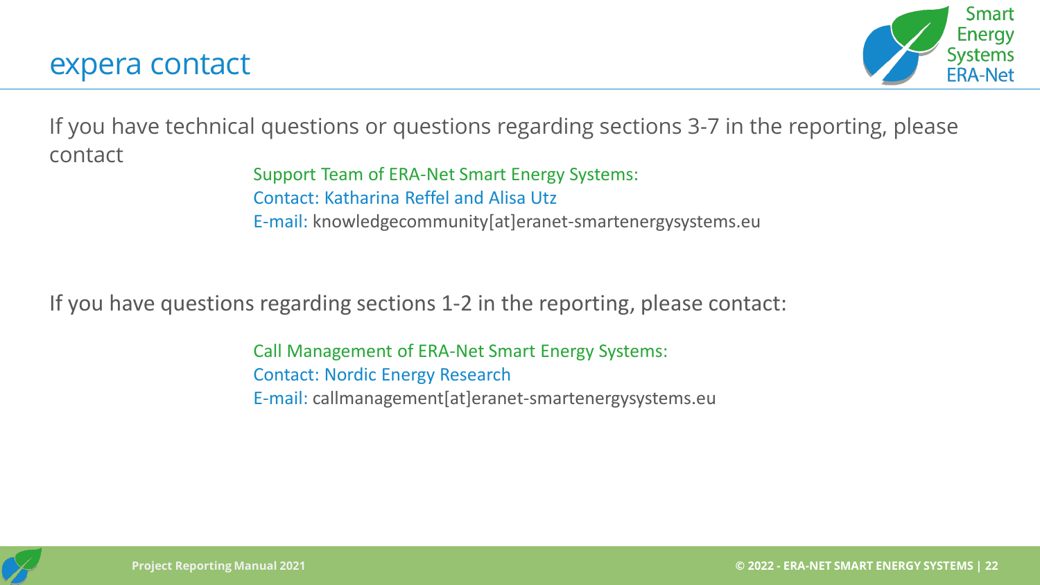# expera contact

If you have technical questions or questions regarding sections 3-7 in the reporting, please contact

Support Team of ERA-Net Smart Energy Systems:
Contact: Katharina Reffel and Alisa Utz
E-mail: knowledgecommunity[at]eranet-smartenergysystems.eu

If you have questions regarding sections 1-2 in the reporting, please contact:

Call Management of ERA-Net Smart Energy Systems:
Contact: Nordic Energy Research
E-mail: callmanagement[at]eranet-smartenergysystems.eu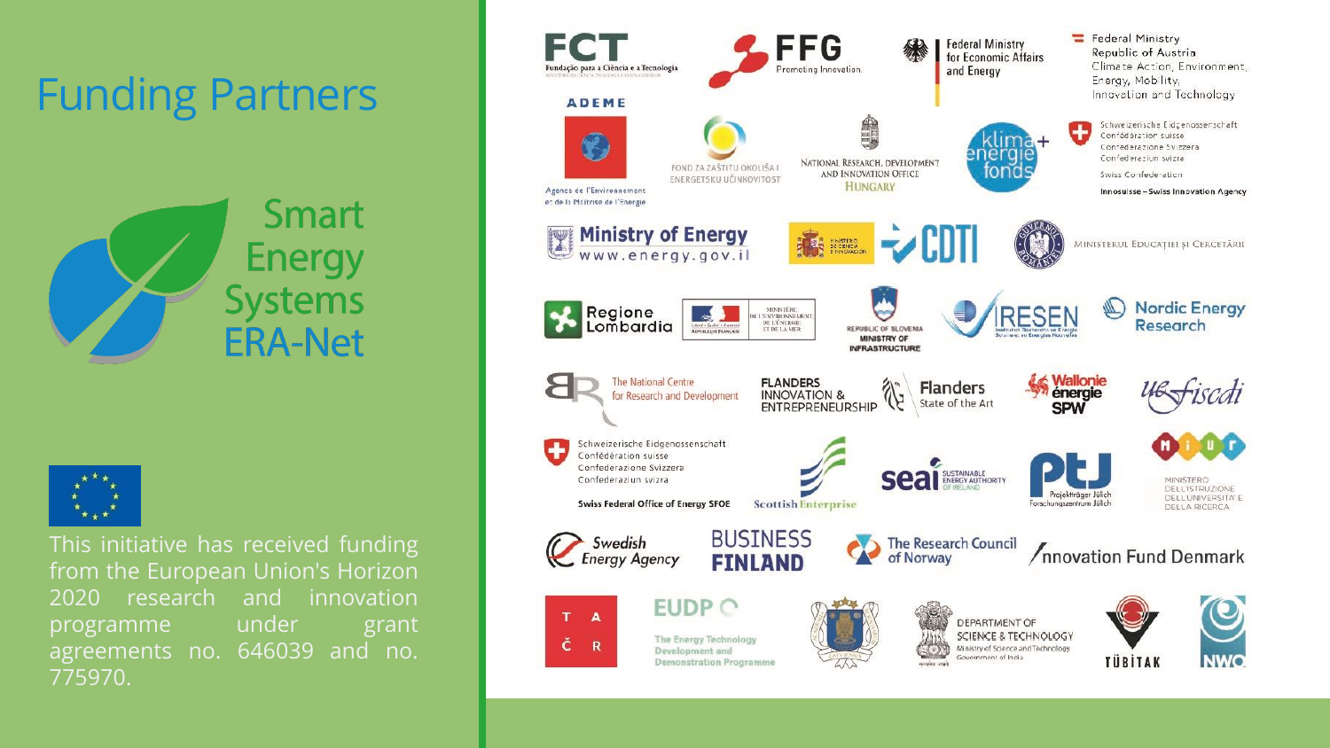# Funding Partners

Smart Energy Systems ERA-Net

This initiative has received funding from the European Union's Horizon 2020 research and innovation programme under grant agreements no. 646039 and no. 775970.

FCT Fundação para a Ciência e a Tecnologia

FFG Promoting Innovation.

Federal Ministry for Economic Affairs and Energy

Federal Ministry Republic of Austria Climate Action, Environment, Energy, Mobility, Innovation and Technology

ADEME Agence de l'Environnement et de la Maîtrise de l'Energie

FOND ZA ZAŠTITU OKOLIŠA I ENERGETSKU UČINKOVITOST

NATIONAL RESEARCH, DEVELOPMENT AND INNOVATION OFFICE HUNGARY

klima+ energie fonds

Schweizerische Eidgenossenschaft
Confédération suisse
Confederazione Svizzera
Confederaziun svizra
Swiss Confederation
Innosuisse – Swiss Innovation Agency

Ministry of Energy www.energy.gov.il

MINISTERIO DE CIENCIA E INNOVACIÓN

CDTI

MINISTERUL EDUCAȚIEI ȘI CERCETĂRII

Regione Lombardia

MINISTÈRE DE L'ENVIRONNEMENT, DE L'ÉNERGIE ET DE LA MER

REPUBLIC OF SLOVENIA MINISTRY OF INFRASTRUCTURE

IRESEN

Nordic Energy Research

The National Centre for Research and Development

FLANDERS INNOVATION & ENTREPRENEURSHIP

Flanders State of the Art

Wallonie énergie SPW

UEFISCDI

Schweizerische Eidgenossenschaft
Confédération suisse
Confederazione Svizzera
Confederaziun svizra
Swiss Federal Office of Energy SFOE

Scottish Enterprise

seai SUSTAINABLE ENERGY AUTHORITY OF IRELAND

PtJ Projektträger Jülich Forschungszentrum Jülich

MIUR MINISTERO DELL'ISTRUZIONE DELL'UNIVERSITÀ E DELLA RICERCA

Swedish Energy Agency

BUSINESS FINLAND

The Research Council of Norway

Innovation Fund Denmark

TAČR

EUDP The Energy Technology Development and Demonstration Programme

DEPARTMENT OF SCIENCE & TECHNOLOGY Ministry of Science and Technology Government of India

TÜBİTAK

NWO